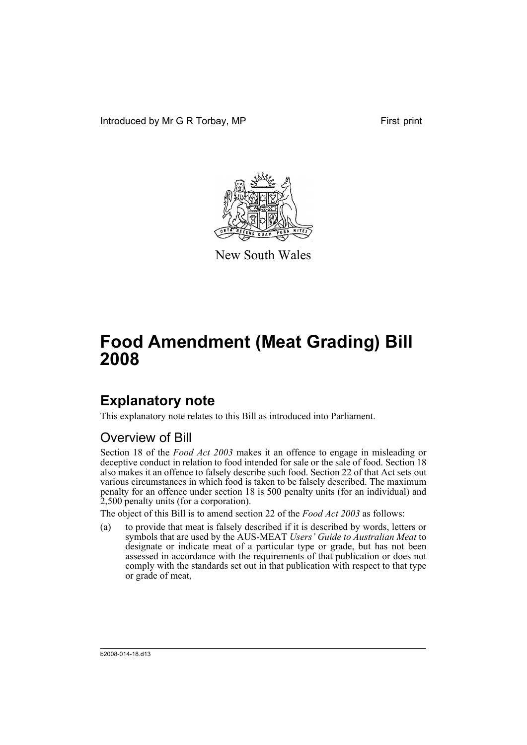Introduced by Mr G R Torbay, MP

First print

New South Wales

# Food Amendment (Meat Grading) Bill 2008

## Explanatory note

This explanatory note relates to this Bill as introduced into Parliament.

### Overview of Bill

Section 18 of the *Food Act 2003* makes it an offence to engage in misleading or deceptive conduct in relation to food intended for sale or the sale of food. Section 18 also makes it an offence to falsely describe such food. Section 22 of that Act sets out various circumstances in which food is taken to be falsely described. The maximum penalty for an offence under section 18 is 500 penalty units (for an individual) and 2,500 penalty units (for a corporation).

The object of this Bill is to amend section 22 of the *Food Act 2003* as follows:

(a) to provide that meat is falsely described if it is described by words, letters or symbols that are used by the AUS-MEAT *Users' Guide to Australian Meat* to designate or indicate meat of a particular type or grade, but has not been assessed in accordance with the requirements of that publication or does not comply with the standards set out in that publication with respect to that type or grade of meat,

b2008-014-18.d13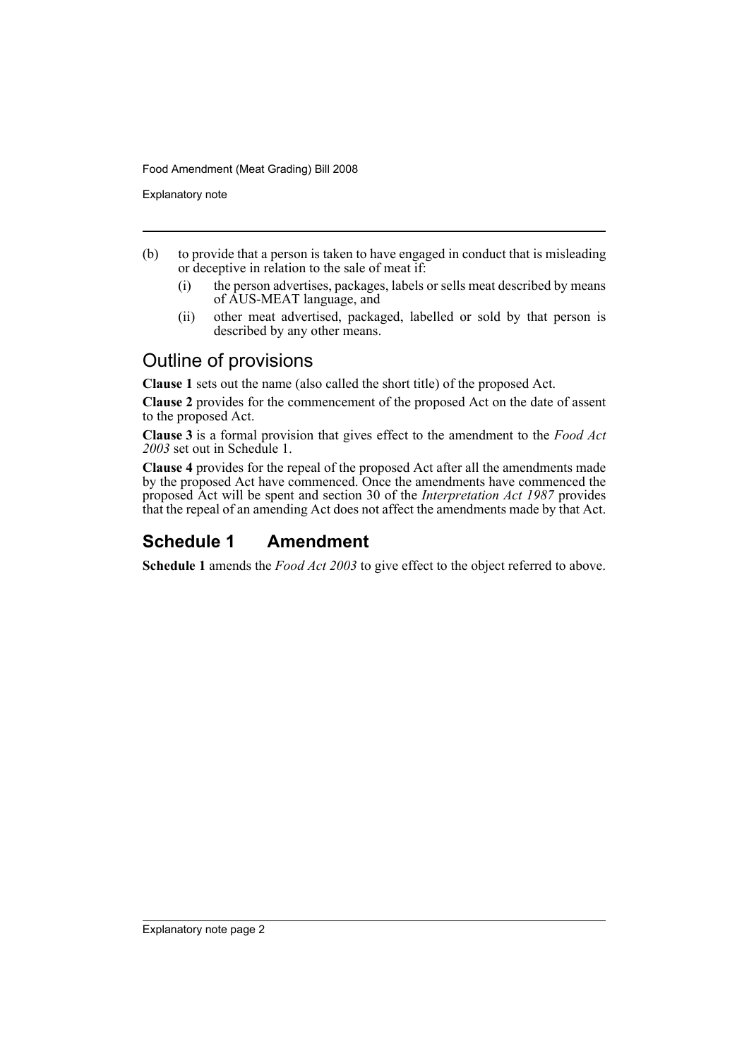(b) to provide that a person is taken to have engaged in conduct that is misleading or deceptive in relation to the sale of meat if:

  (i) the person advertises, packages, labels or sells meat described by means of AUS-MEAT language, and

  (ii) other meat advertised, packaged, labelled or sold by that person is described by any other means.

## Outline of provisions

**Clause 1** sets out the name (also called the short title) of the proposed Act.

**Clause 2** provides for the commencement of the proposed Act on the date of assent to the proposed Act.

**Clause 3** is a formal provision that gives effect to the amendment to the *Food Act 2003* set out in Schedule 1.

**Clause 4** provides for the repeal of the proposed Act after all the amendments made by the proposed Act have commenced. Once the amendments have commenced the proposed Act will be spent and section 30 of the *Interpretation Act 1987* provides that the repeal of an amending Act does not affect the amendments made by that Act.

## Schedule 1 Amendment

**Schedule 1** amends the *Food Act 2003* to give effect to the object referred to above.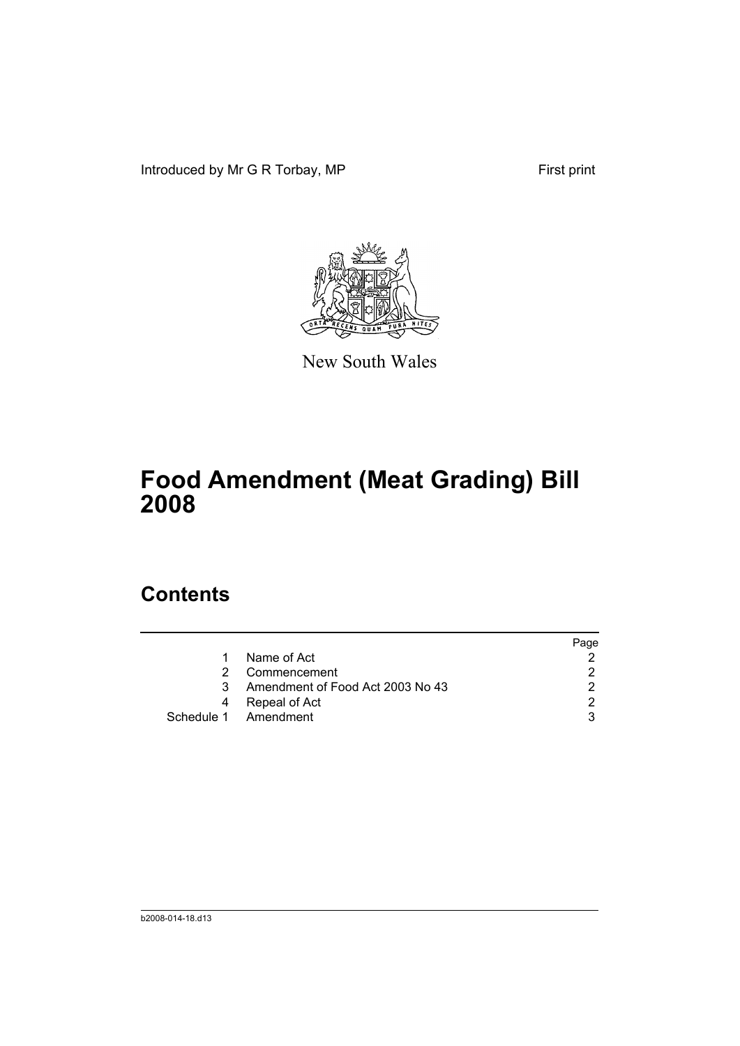Introduced by Mr G R Torbay, MP First print

New South Wales

# Food Amendment (Meat Grading) Bill 2008

## Contents

| | | Page |
|---|---|---|
| 1 | Name of Act | 2 |
| 2 | Commencement | 2 |
| 3 | Amendment of Food Act 2003 No 43 | 2 |
| 4 | Repeal of Act | 2 |
| Schedule 1 | Amendment | 3 |

b2008-014-18.d13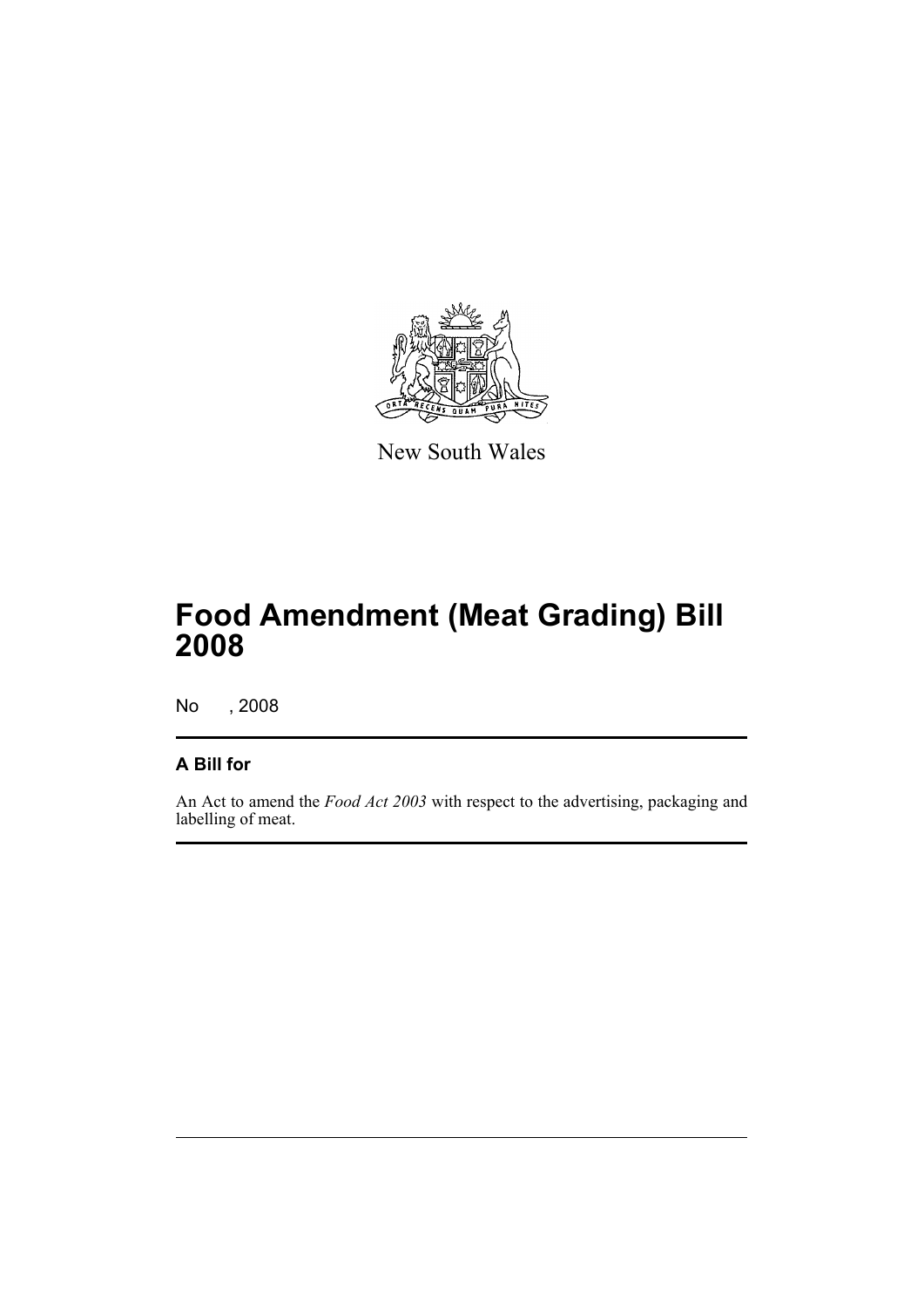New South Wales

# Food Amendment (Meat Grading) Bill 2008

No , 2008

## A Bill for

An Act to amend the *Food Act 2003* with respect to the advertising, packaging and labelling of meat.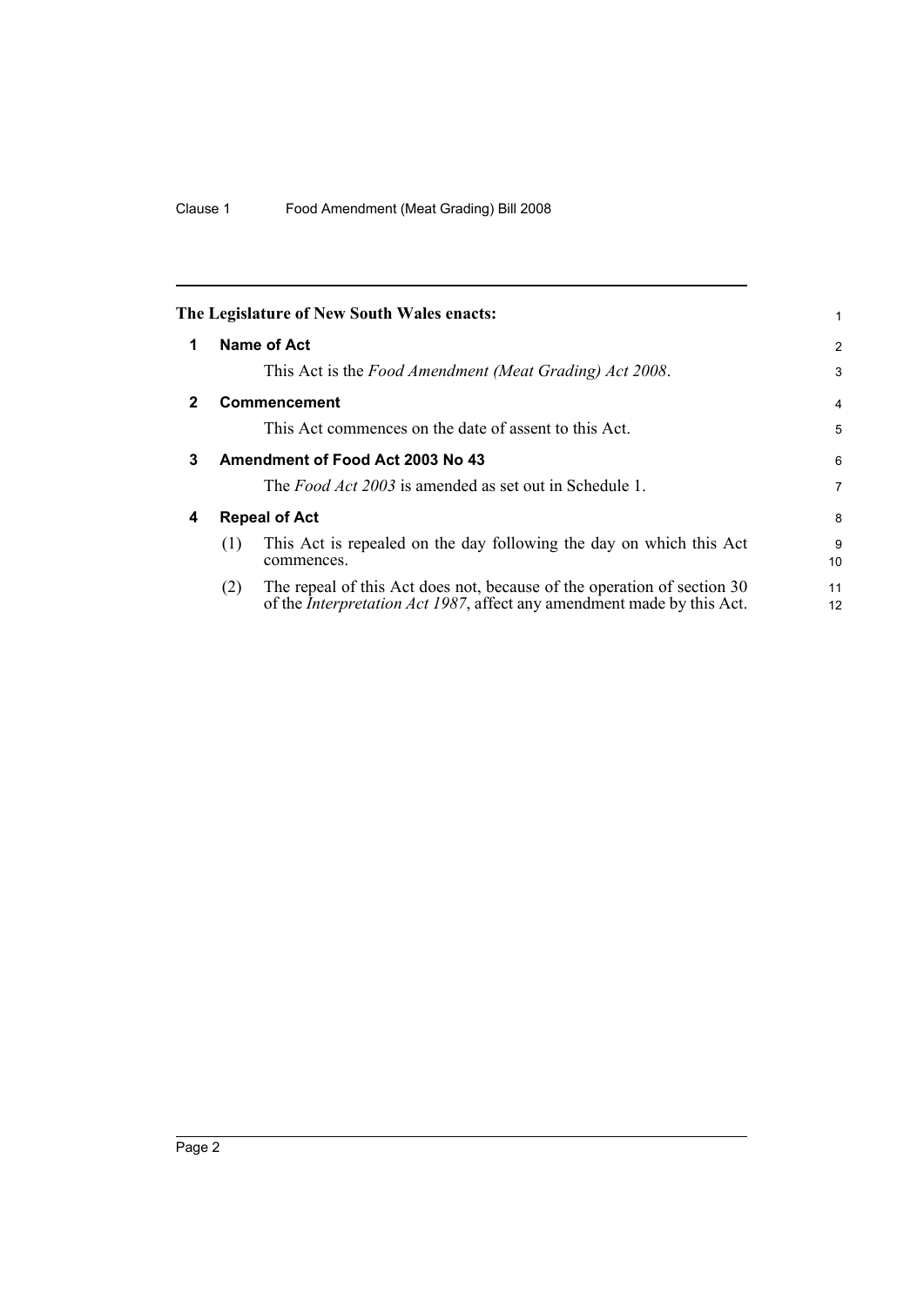The Legislature of New South Wales enacts:

## 1 Name of Act

This Act is the *Food Amendment (Meat Grading) Act 2008*.

## 2 Commencement

This Act commences on the date of assent to this Act.

## 3 Amendment of Food Act 2003 No 43

The *Food Act 2003* is amended as set out in Schedule 1.

## 4 Repeal of Act

(1) This Act is repealed on the day following the day on which this Act commences.

(2) The repeal of this Act does not, because of the operation of section 30 of the *Interpretation Act 1987*, affect any amendment made by this Act.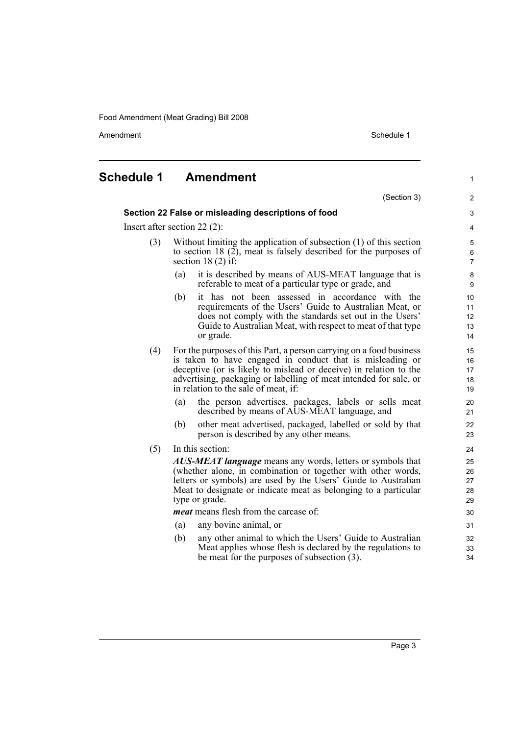# Schedule 1 Amendment

(Section 3)

### Section 22 False or misleading descriptions of food

Insert after section 22 (2):

(3) Without limiting the application of subsection (1) of this section to section 18 (2), meat is falsely described for the purposes of section 18 (2) if:

- (a) it is described by means of AUS-MEAT language that is referable to meat of a particular type or grade, and
- (b) it has not been assessed in accordance with the requirements of the Users' Guide to Australian Meat, or does not comply with the standards set out in the Users' Guide to Australian Meat, with respect to meat of that type or grade.

(4) For the purposes of this Part, a person carrying on a food business is taken to have engaged in conduct that is misleading or deceptive (or is likely to mislead or deceive) in relation to the advertising, packaging or labelling of meat intended for sale, or in relation to the sale of meat, if:

- (a) the person advertises, packages, labels or sells meat described by means of AUS-MEAT language, and
- (b) other meat advertised, packaged, labelled or sold by that person is described by any other means.

(5) In this section:

***AUS-MEAT language*** means any words, letters or symbols that (whether alone, in combination or together with other words, letters or symbols) are used by the Users' Guide to Australian Meat to designate or indicate meat as belonging to a particular type or grade.

***meat*** means flesh from the carcase of:

- (a) any bovine animal, or
- (b) any other animal to which the Users' Guide to Australian Meat applies whose flesh is declared by the regulations to be meat for the purposes of subsection (3).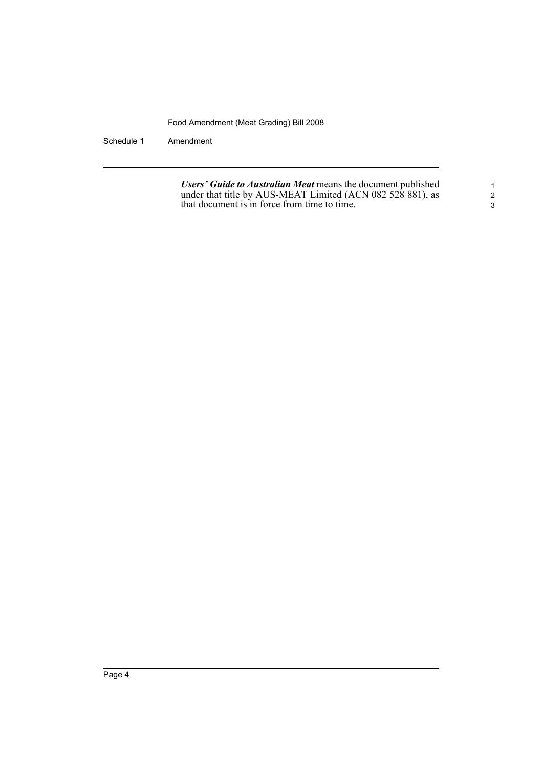***Users' Guide to Australian Meat*** means the document published under that title by AUS-MEAT Limited (ACN 082 528 881), as that document is in force from time to time.